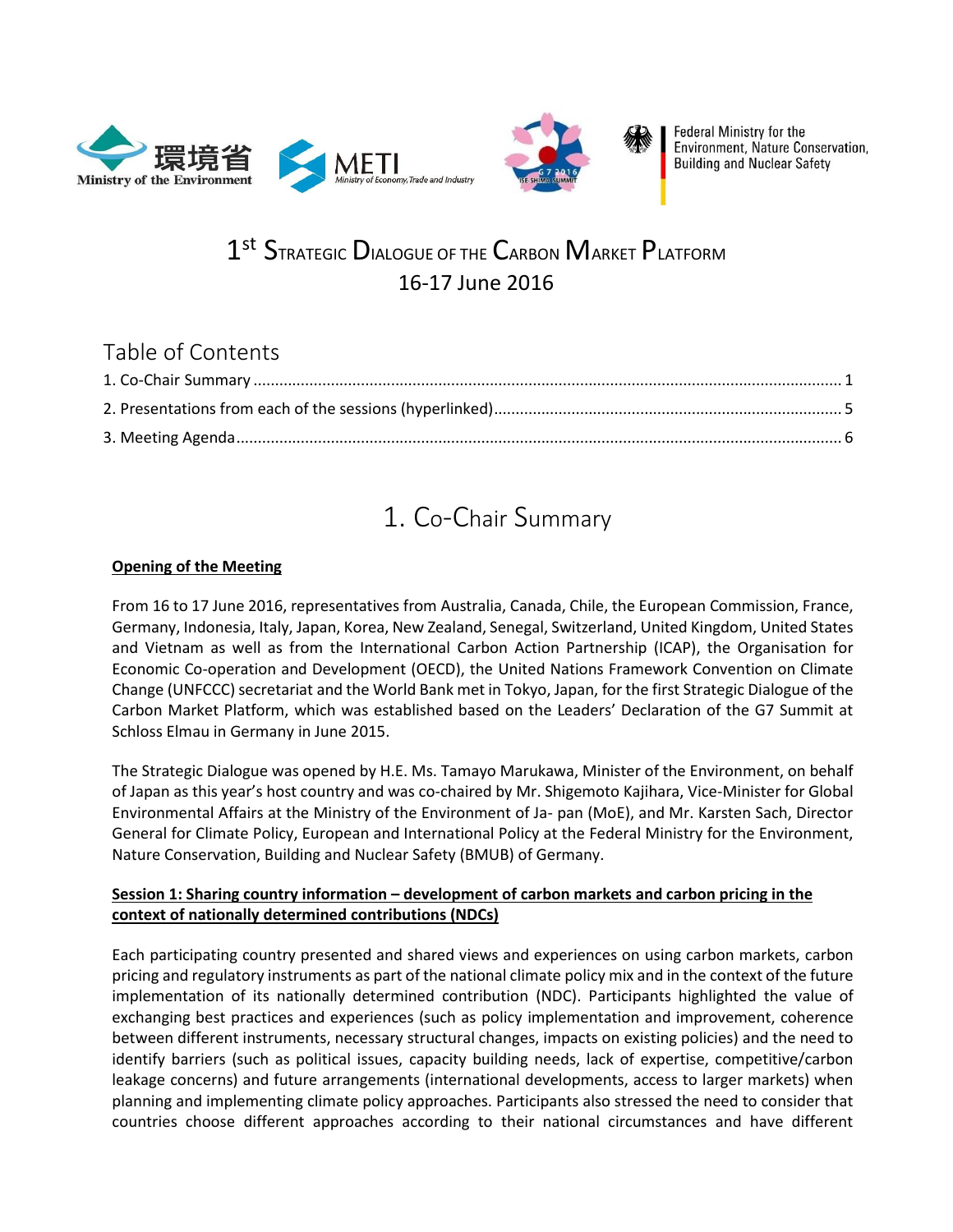環境省 Ministry of the Environment

METI Ministry of Economy, Trade and Industry

Federal Ministry for the Environment, Nature Conservation, Building and Nuclear Safety

# 1st Strategic Dialogue of the Carbon Market Platform

16-17 June 2016

## Table of Contents

1. Co-Chair Summary ........................................................ 1
2. Presentations from each of the sessions (hyperlinked) ........................................................ 5
3. Meeting Agenda ........................................................ 6

# 1. Co-Chair Summary

**Opening of the Meeting**

From 16 to 17 June 2016, representatives from Australia, Canada, Chile, the European Commission, France, Germany, Indonesia, Italy, Japan, Korea, New Zealand, Senegal, Switzerland, United Kingdom, United States and Vietnam as well as from the International Carbon Action Partnership (ICAP), the Organisation for Economic Co-operation and Development (OECD), the United Nations Framework Convention on Climate Change (UNFCCC) secretariat and the World Bank met in Tokyo, Japan, for the first Strategic Dialogue of the Carbon Market Platform, which was established based on the Leaders' Declaration of the G7 Summit at Schloss Elmau in Germany in June 2015.

The Strategic Dialogue was opened by H.E. Ms. Tamayo Marukawa, Minister of the Environment, on behalf of Japan as this year's host country and was co-chaired by Mr. Shigemoto Kajihara, Vice-Minister for Global Environmental Affairs at the Ministry of the Environment of Ja- pan (MoE), and Mr. Karsten Sach, Director General for Climate Policy, European and International Policy at the Federal Ministry for the Environment, Nature Conservation, Building and Nuclear Safety (BMUB) of Germany.

**Session 1: Sharing country information – development of carbon markets and carbon pricing in the context of nationally determined contributions (NDCs)**

Each participating country presented and shared views and experiences on using carbon markets, carbon pricing and regulatory instruments as part of the national climate policy mix and in the context of the future implementation of its nationally determined contribution (NDC). Participants highlighted the value of exchanging best practices and experiences (such as policy implementation and improvement, coherence between different instruments, necessary structural changes, impacts on existing policies) and the need to identify barriers (such as political issues, capacity building needs, lack of expertise, competitive/carbon leakage concerns) and future arrangements (international developments, access to larger markets) when planning and implementing climate policy approaches. Participants also stressed the need to consider that countries choose different approaches according to their national circumstances and have different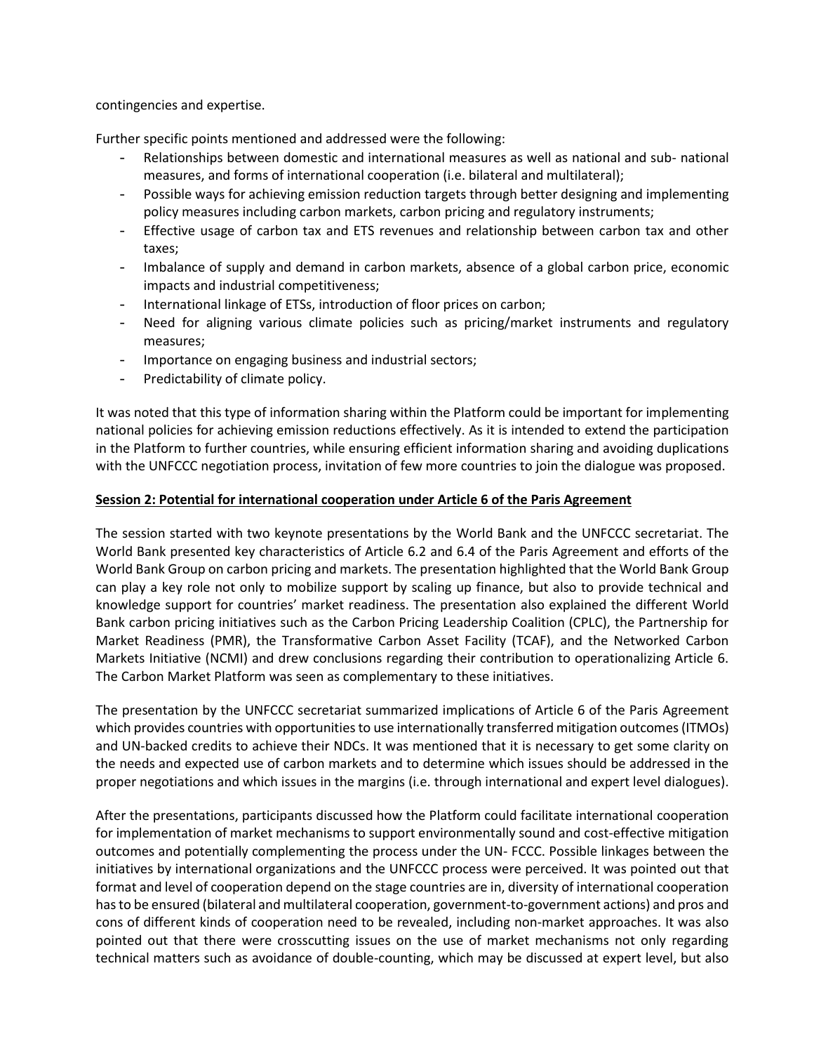contingencies and expertise.

Further specific points mentioned and addressed were the following:

- Relationships between domestic and international measures as well as national and sub- national measures, and forms of international cooperation (i.e. bilateral and multilateral);
- Possible ways for achieving emission reduction targets through better designing and implementing policy measures including carbon markets, carbon pricing and regulatory instruments;
- Effective usage of carbon tax and ETS revenues and relationship between carbon tax and other taxes;
- Imbalance of supply and demand in carbon markets, absence of a global carbon price, economic impacts and industrial competitiveness;
- International linkage of ETSs, introduction of floor prices on carbon;
- Need for aligning various climate policies such as pricing/market instruments and regulatory measures;
- Importance on engaging business and industrial sectors;
- Predictability of climate policy.

It was noted that this type of information sharing within the Platform could be important for implementing national policies for achieving emission reductions effectively. As it is intended to extend the participation in the Platform to further countries, while ensuring efficient information sharing and avoiding duplications with the UNFCCC negotiation process, invitation of few more countries to join the dialogue was proposed.

## Session 2: Potential for international cooperation under Article 6 of the Paris Agreement

The session started with two keynote presentations by the World Bank and the UNFCCC secretariat. The World Bank presented key characteristics of Article 6.2 and 6.4 of the Paris Agreement and efforts of the World Bank Group on carbon pricing and markets. The presentation highlighted that the World Bank Group can play a key role not only to mobilize support by scaling up finance, but also to provide technical and knowledge support for countries' market readiness. The presentation also explained the different World Bank carbon pricing initiatives such as the Carbon Pricing Leadership Coalition (CPLC), the Partnership for Market Readiness (PMR), the Transformative Carbon Asset Facility (TCAF), and the Networked Carbon Markets Initiative (NCMI) and drew conclusions regarding their contribution to operationalizing Article 6. The Carbon Market Platform was seen as complementary to these initiatives.

The presentation by the UNFCCC secretariat summarized implications of Article 6 of the Paris Agreement which provides countries with opportunities to use internationally transferred mitigation outcomes (ITMOs) and UN-backed credits to achieve their NDCs. It was mentioned that it is necessary to get some clarity on the needs and expected use of carbon markets and to determine which issues should be addressed in the proper negotiations and which issues in the margins (i.e. through international and expert level dialogues).

After the presentations, participants discussed how the Platform could facilitate international cooperation for implementation of market mechanisms to support environmentally sound and cost-effective mitigation outcomes and potentially complementing the process under the UN- FCCC. Possible linkages between the initiatives by international organizations and the UNFCCC process were perceived. It was pointed out that format and level of cooperation depend on the stage countries are in, diversity of international cooperation has to be ensured (bilateral and multilateral cooperation, government-to-government actions) and pros and cons of different kinds of cooperation need to be revealed, including non-market approaches. It was also pointed out that there were crosscutting issues on the use of market mechanisms not only regarding technical matters such as avoidance of double-counting, which may be discussed at expert level, but also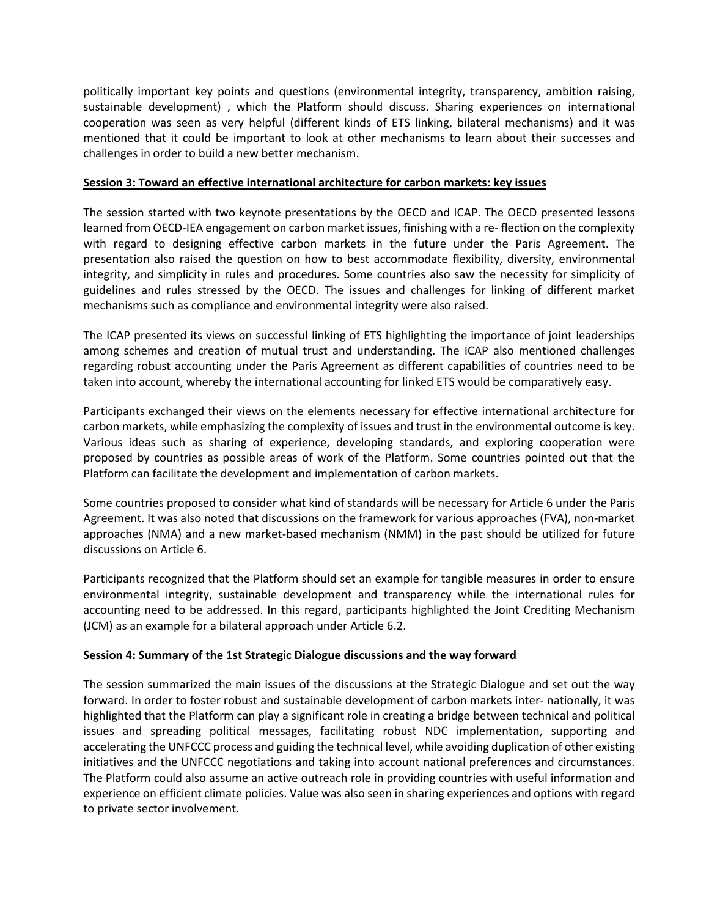politically important key points and questions (environmental integrity, transparency, ambition raising, sustainable development) , which the Platform should discuss. Sharing experiences on international cooperation was seen as very helpful (different kinds of ETS linking, bilateral mechanisms) and it was mentioned that it could be important to look at other mechanisms to learn about their successes and challenges in order to build a new better mechanism.

**Session 3: Toward an effective international architecture for carbon markets: key issues**

The session started with two keynote presentations by the OECD and ICAP. The OECD presented lessons learned from OECD-IEA engagement on carbon market issues, finishing with a re- flection on the complexity with regard to designing effective carbon markets in the future under the Paris Agreement. The presentation also raised the question on how to best accommodate flexibility, diversity, environmental integrity, and simplicity in rules and procedures. Some countries also saw the necessity for simplicity of guidelines and rules stressed by the OECD. The issues and challenges for linking of different market mechanisms such as compliance and environmental integrity were also raised.

The ICAP presented its views on successful linking of ETS highlighting the importance of joint leaderships among schemes and creation of mutual trust and understanding. The ICAP also mentioned challenges regarding robust accounting under the Paris Agreement as different capabilities of countries need to be taken into account, whereby the international accounting for linked ETS would be comparatively easy.

Participants exchanged their views on the elements necessary for effective international architecture for carbon markets, while emphasizing the complexity of issues and trust in the environmental outcome is key. Various ideas such as sharing of experience, developing standards, and exploring cooperation were proposed by countries as possible areas of work of the Platform. Some countries pointed out that the Platform can facilitate the development and implementation of carbon markets.

Some countries proposed to consider what kind of standards will be necessary for Article 6 under the Paris Agreement. It was also noted that discussions on the framework for various approaches (FVA), non-market approaches (NMA) and a new market-based mechanism (NMM) in the past should be utilized for future discussions on Article 6.

Participants recognized that the Platform should set an example for tangible measures in order to ensure environmental integrity, sustainable development and transparency while the international rules for accounting need to be addressed. In this regard, participants highlighted the Joint Crediting Mechanism (JCM) as an example for a bilateral approach under Article 6.2.

**Session 4: Summary of the 1st Strategic Dialogue discussions and the way forward**

The session summarized the main issues of the discussions at the Strategic Dialogue and set out the way forward. In order to foster robust and sustainable development of carbon markets inter- nationally, it was highlighted that the Platform can play a significant role in creating a bridge between technical and political issues and spreading political messages, facilitating robust NDC implementation, supporting and accelerating the UNFCCC process and guiding the technical level, while avoiding duplication of other existing initiatives and the UNFCCC negotiations and taking into account national preferences and circumstances. The Platform could also assume an active outreach role in providing countries with useful information and experience on efficient climate policies. Value was also seen in sharing experiences and options with regard to private sector involvement.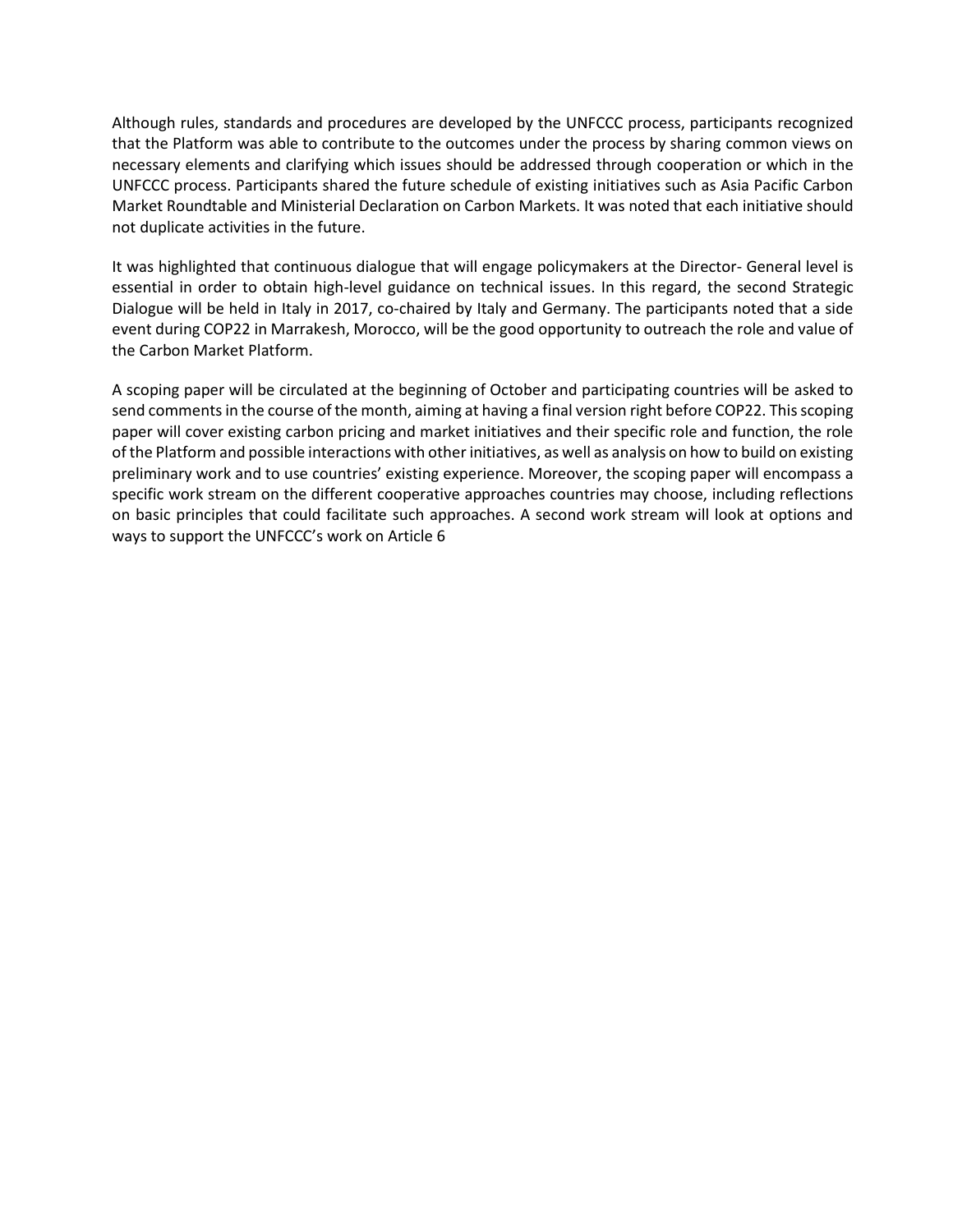Although rules, standards and procedures are developed by the UNFCCC process, participants recognized that the Platform was able to contribute to the outcomes under the process by sharing common views on necessary elements and clarifying which issues should be addressed through cooperation or which in the UNFCCC process. Participants shared the future schedule of existing initiatives such as Asia Pacific Carbon Market Roundtable and Ministerial Declaration on Carbon Markets. It was noted that each initiative should not duplicate activities in the future.

It was highlighted that continuous dialogue that will engage policymakers at the Director- General level is essential in order to obtain high-level guidance on technical issues. In this regard, the second Strategic Dialogue will be held in Italy in 2017, co-chaired by Italy and Germany. The participants noted that a side event during COP22 in Marrakesh, Morocco, will be the good opportunity to outreach the role and value of the Carbon Market Platform.

A scoping paper will be circulated at the beginning of October and participating countries will be asked to send comments in the course of the month, aiming at having a final version right before COP22. This scoping paper will cover existing carbon pricing and market initiatives and their specific role and function, the role of the Platform and possible interactions with other initiatives, as well as analysis on how to build on existing preliminary work and to use countries' existing experience. Moreover, the scoping paper will encompass a specific work stream on the different cooperative approaches countries may choose, including reflections on basic principles that could facilitate such approaches. A second work stream will look at options and ways to support the UNFCCC's work on Article 6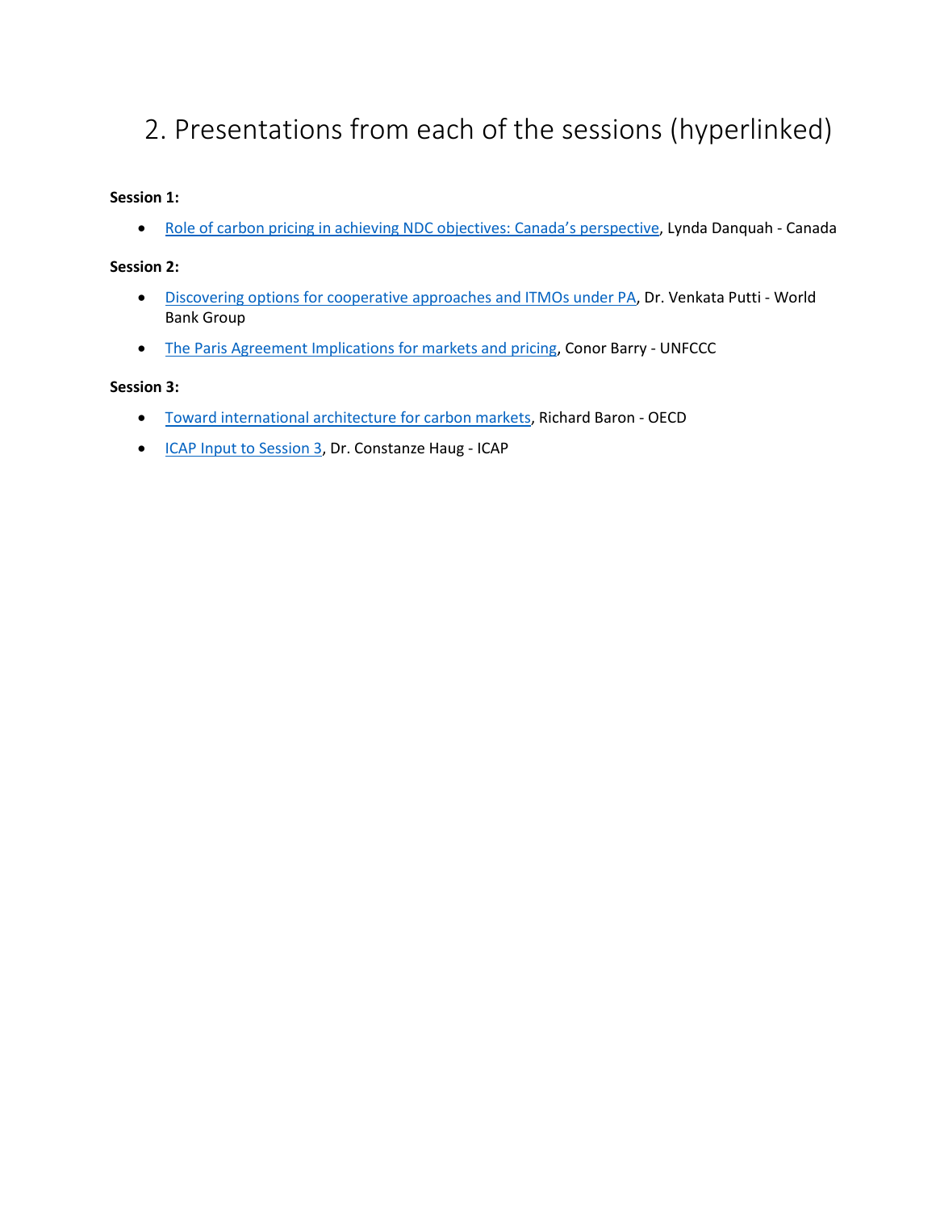# 2. Presentations from each of the sessions (hyperlinked)

**Session 1:**

- Role of carbon pricing in achieving NDC objectives: Canada's perspective, Lynda Danquah - Canada

**Session 2:**

- Discovering options for cooperative approaches and ITMOs under PA, Dr. Venkata Putti - World Bank Group
- The Paris Agreement Implications for markets and pricing, Conor Barry - UNFCCC

**Session 3:**

- Toward international architecture for carbon markets, Richard Baron - OECD
- ICAP Input to Session 3, Dr. Constanze Haug - ICAP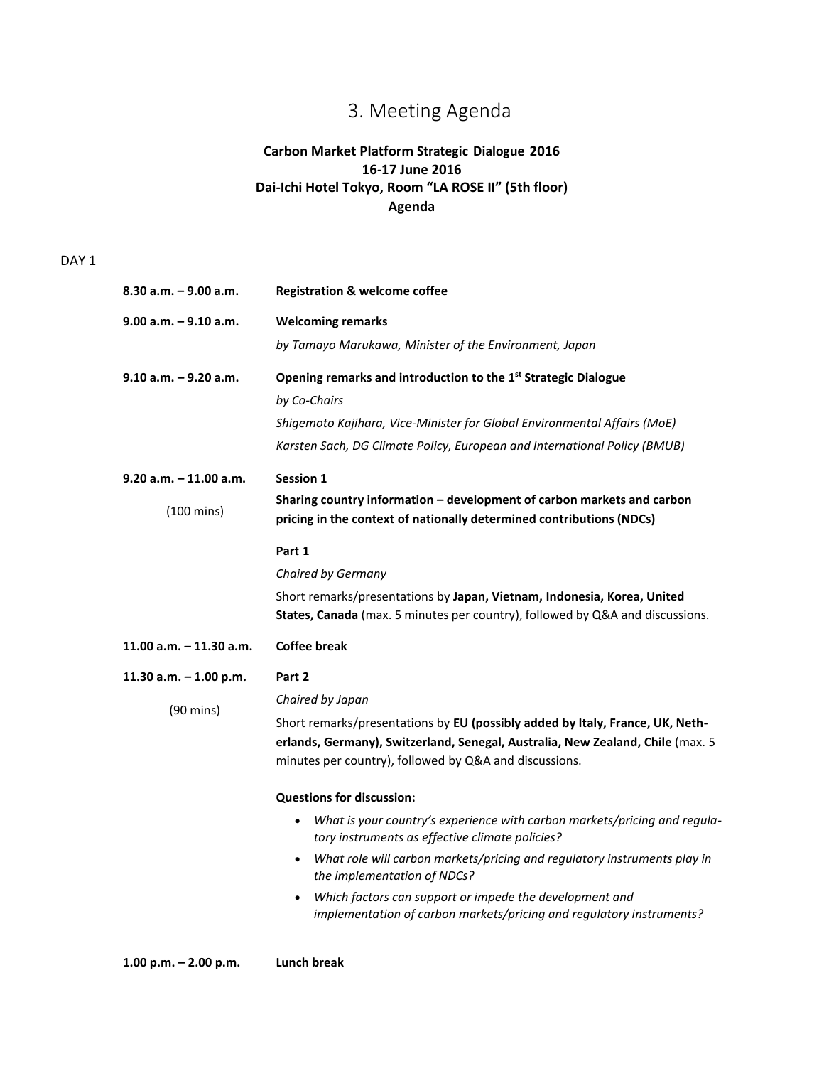# 3. Meeting Agenda

**Carbon Market Platform Strategic Dialogue 2016**
**16-17 June 2016**
**Dai-Ichi Hotel Tokyo, Room "LA ROSE II" (5th floor)**
**Agenda**

DAY 1

| | |
|---|---|
| **8.30 a.m. – 9.00 a.m.** | **Registration & welcome coffee** |
| **9.00 a.m. – 9.10 a.m.** | **Welcoming remarks**<br>*by Tamayo Marukawa, Minister of the Environment, Japan* |
| **9.10 a.m. – 9.20 a.m.** | **Opening remarks and introduction to the 1st Strategic Dialogue**<br>*by Co-Chairs*<br>*Shigemoto Kajihara, Vice-Minister for Global Environmental Affairs (MoE)*<br>*Karsten Sach, DG Climate Policy, European and International Policy (BMUB)* |
| **9.20 a.m. – 11.00 a.m.**<br>(100 mins) | **Session 1**<br>**Sharing country information – development of carbon markets and carbon pricing in the context of nationally determined contributions (NDCs)**<br>**Part 1**<br>*Chaired by Germany*<br>Short remarks/presentations by **Japan, Vietnam, Indonesia, Korea, United States, Canada** (max. 5 minutes per country), followed by Q&A and discussions. |
| **11.00 a.m. – 11.30 a.m.** | **Coffee break** |
| **11.30 a.m. – 1.00 p.m.**<br>(90 mins) | **Part 2**<br>*Chaired by Japan*<br>Short remarks/presentations by **EU (possibly added by Italy, France, UK, Netherlands, Germany), Switzerland, Senegal, Australia, New Zealand, Chile** (max. 5 minutes per country), followed by Q&A and discussions.<br>**Questions for discussion:**<br>• *What is your country's experience with carbon markets/pricing and regulatory instruments as effective climate policies?*<br>• *What role will carbon markets/pricing and regulatory instruments play in the implementation of NDCs?*<br>• *Which factors can support or impede the development and implementation of carbon markets/pricing and regulatory instruments?* |
| **1.00 p.m. – 2.00 p.m.** | **Lunch break** |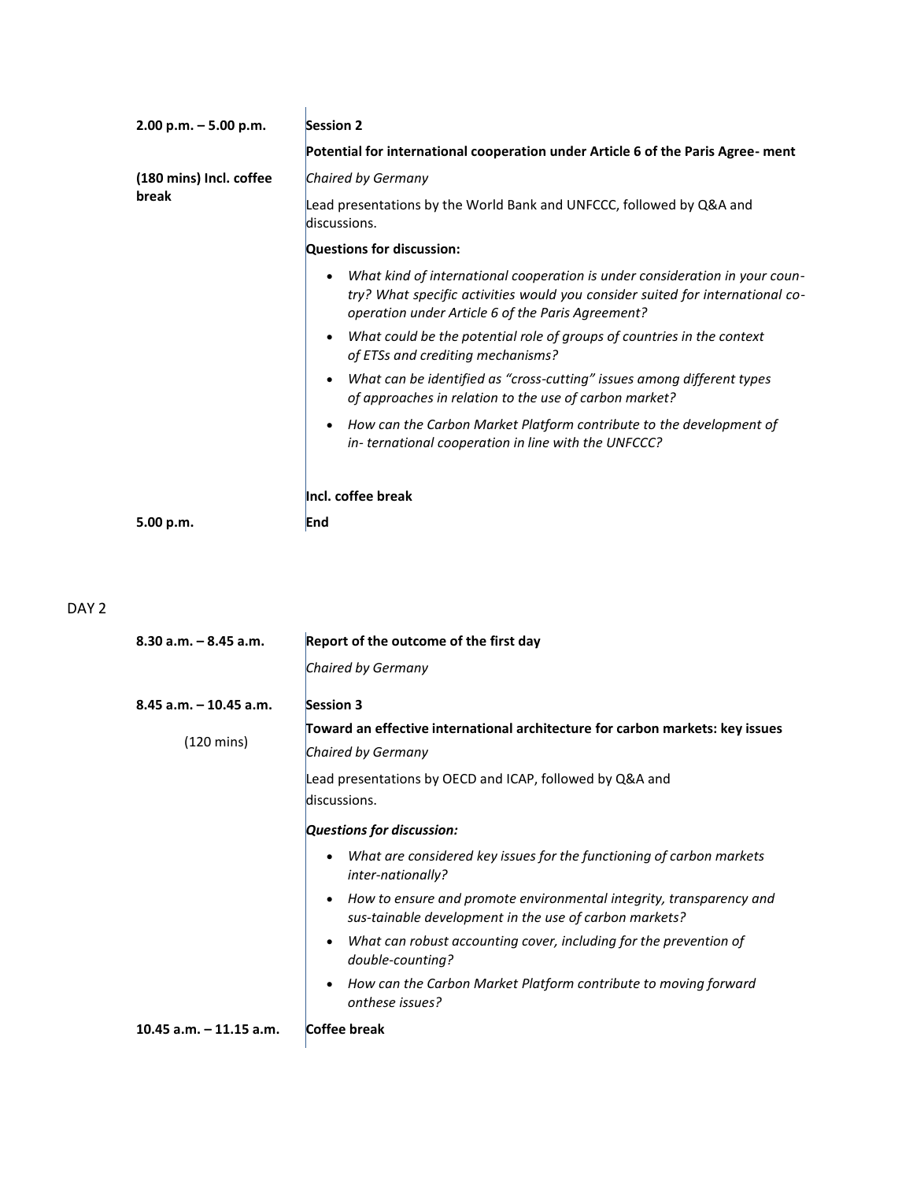| | |
|---|---|
| **2.00 p.m. – 5.00 p.m.**<br><br>**(180 mins) Incl. coffee break** | **Session 2**<br>**Potential for international cooperation under Article 6 of the Paris Agree- ment**<br>*Chaired by Germany*<br>Lead presentations by the World Bank and UNFCCC, followed by Q&A and discussions.<br>**Questions for discussion:**<br>• *What kind of international cooperation is under consideration in your coun- try? What specific activities would you consider suited for international co- operation under Article 6 of the Paris Agreement?*<br>• *What could be the potential role of groups of countries in the context of ETSs and crediting mechanisms?*<br>• *What can be identified as "cross-cutting" issues among different types of approaches in relation to the use of carbon market?*<br>• *How can the Carbon Market Platform contribute to the development of in- ternational cooperation in line with the UNFCCC?*<br><br>**Incl. coffee break** |
| **5.00 p.m.** | **End** |

DAY 2

| | |
|---|---|
| **8.30 a.m. – 8.45 a.m.** | **Report of the outcome of the first day**<br>*Chaired by Germany* |
| **8.45 a.m. – 10.45 a.m.**<br><br>(120 mins) | **Session 3**<br>**Toward an effective international architecture for carbon markets: key issues**<br>*Chaired by Germany*<br>Lead presentations by OECD and ICAP, followed by Q&A and discussions.<br>***Questions for discussion:***<br>• *What are considered key issues for the functioning of carbon markets inter-nationally?*<br>• *How to ensure and promote environmental integrity, transparency and sus-tainable development in the use of carbon markets?*<br>• *What can robust accounting cover, including for the prevention of double-counting?*<br>• *How can the Carbon Market Platform contribute to moving forward onthese issues?* |
| **10.45 a.m. – 11.15 a.m.** | **Coffee break** |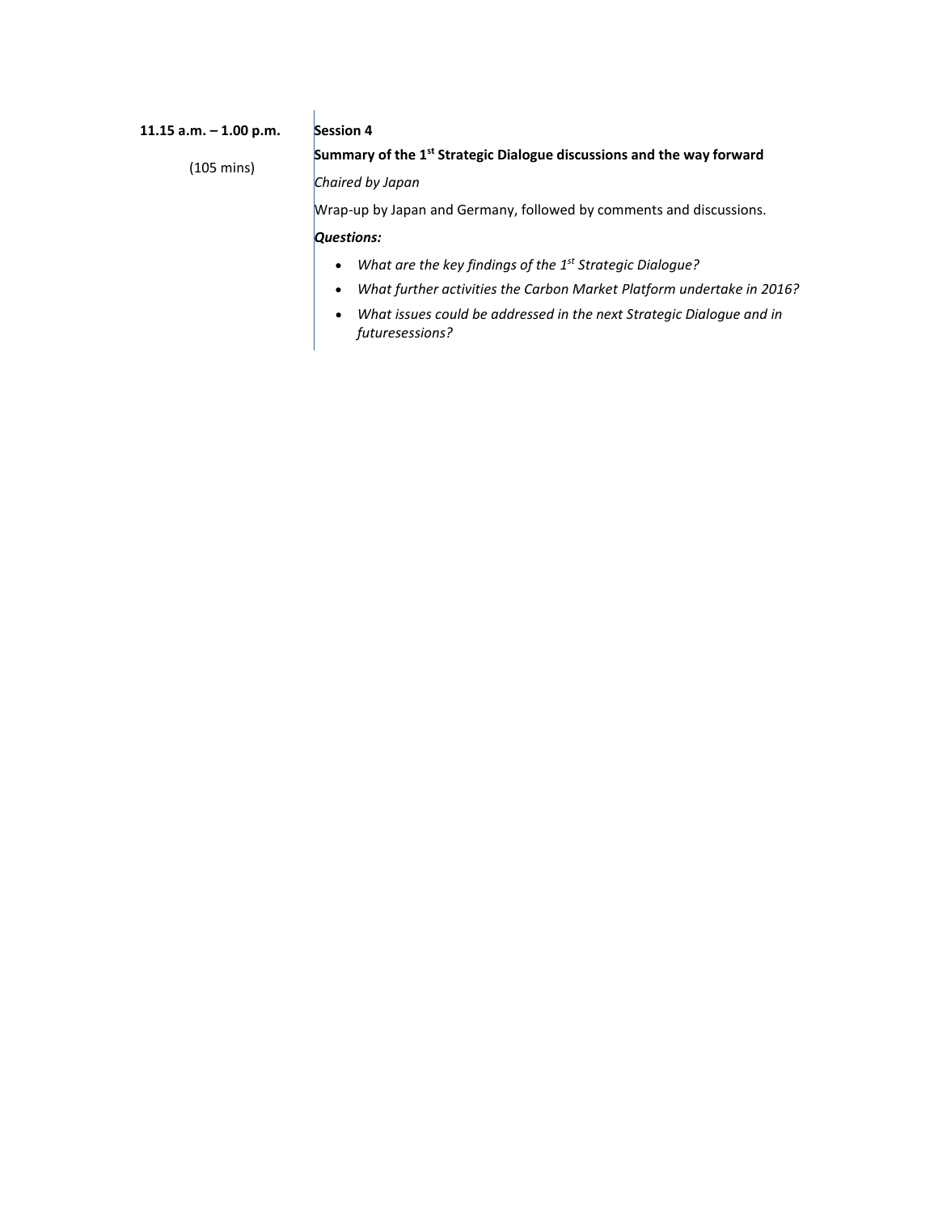| | |
|---|---|
| **11.15 a.m. – 1.00 p.m.** (105 mins) | **Session 4** |

**Summary of the 1st Strategic Dialogue discussions and the way forward**

*Chaired by Japan*

Wrap-up by Japan and Germany, followed by comments and discussions.

***Questions:***

- *What are the key findings of the 1st Strategic Dialogue?*
- *What further activities the Carbon Market Platform undertake in 2016?*
- *What issues could be addressed in the next Strategic Dialogue and in futuresessions?*